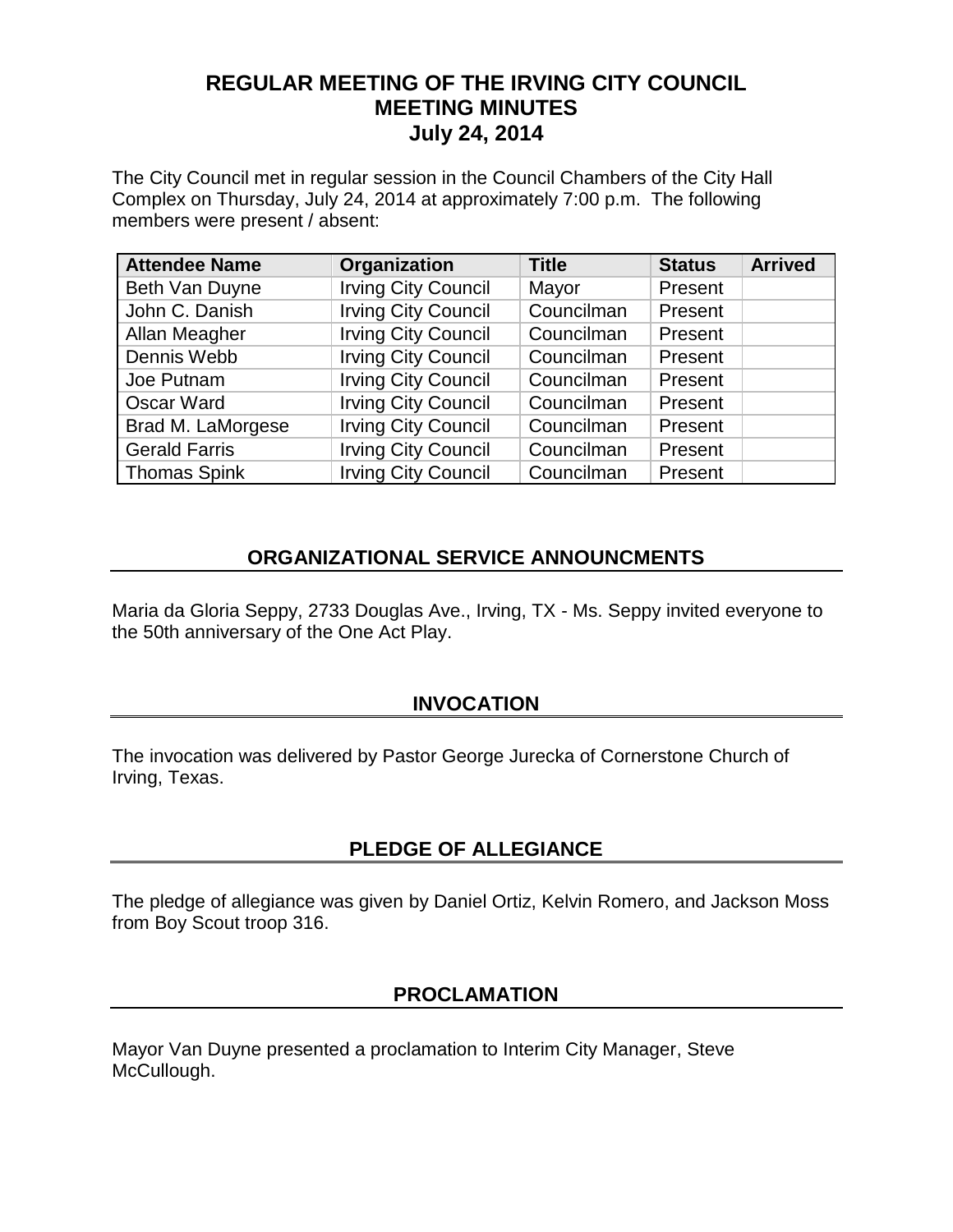# REGULAR MEETING OF THE IRVING CITY COUNCIL
# MEETING MINUTES
# July 24, 2014

The City Council met in regular session in the Council Chambers of the City Hall Complex on Thursday, July 24, 2014 at approximately 7:00 p.m. The following members were present / absent:

| Attendee Name | Organization | Title | Status | Arrived |
|---|---|---|---|---|
| Beth Van Duyne | Irving City Council | Mayor | Present | |
| John C. Danish | Irving City Council | Councilman | Present | |
| Allan Meagher | Irving City Council | Councilman | Present | |
| Dennis Webb | Irving City Council | Councilman | Present | |
| Joe Putnam | Irving City Council | Councilman | Present | |
| Oscar Ward | Irving City Council | Councilman | Present | |
| Brad M. LaMorgese | Irving City Council | Councilman | Present | |
| Gerald Farris | Irving City Council | Councilman | Present | |
| Thomas Spink | Irving City Council | Councilman | Present | |

## ORGANIZATIONAL SERVICE ANNOUNCMENTS

Maria da Gloria Seppy, 2733 Douglas Ave., Irving, TX - Ms. Seppy invited everyone to the 50th anniversary of the One Act Play.

## INVOCATION

The invocation was delivered by Pastor George Jurecka of Cornerstone Church of Irving, Texas.

## PLEDGE OF ALLEGIANCE

The pledge of allegiance was given by Daniel Ortiz, Kelvin Romero, and Jackson Moss from Boy Scout troop 316.

## PROCLAMATION

Mayor Van Duyne presented a proclamation to Interim City Manager, Steve McCullough.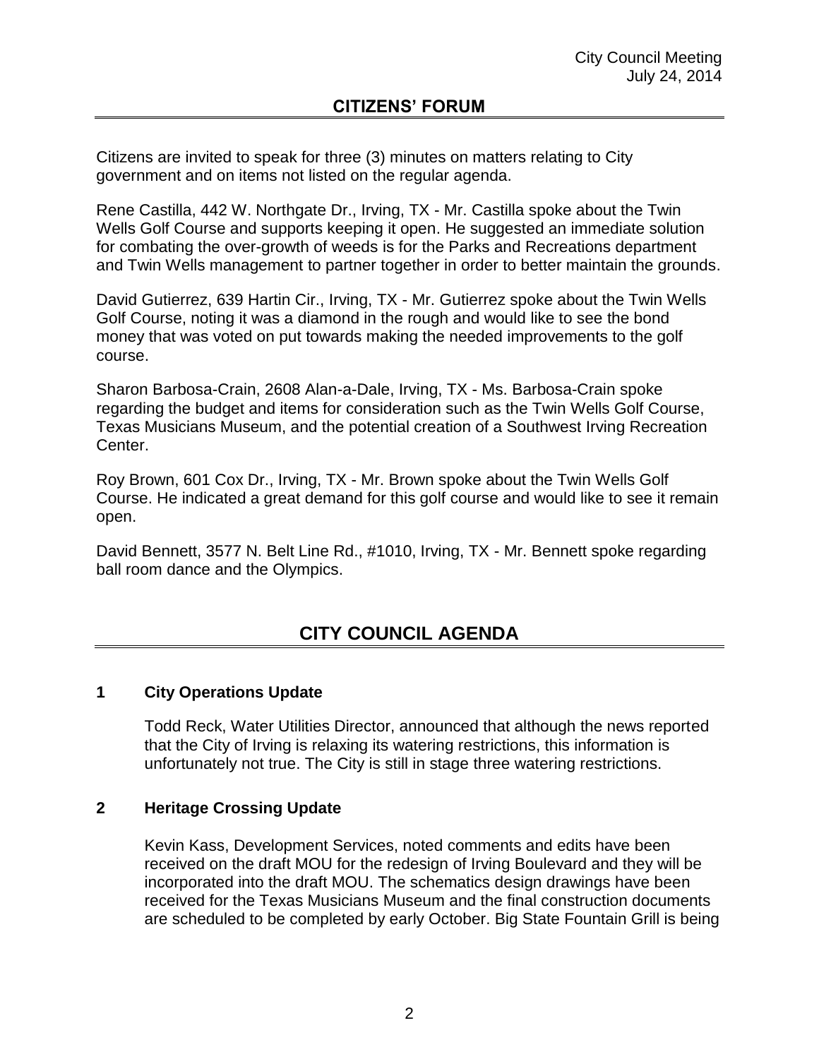## CITIZENS' FORUM

Citizens are invited to speak for three (3) minutes on matters relating to City government and on items not listed on the regular agenda.

Rene Castilla, 442 W. Northgate Dr., Irving, TX - Mr. Castilla spoke about the Twin Wells Golf Course and supports keeping it open. He suggested an immediate solution for combating the over-growth of weeds is for the Parks and Recreations department and Twin Wells management to partner together in order to better maintain the grounds.

David Gutierrez, 639 Hartin Cir., Irving, TX - Mr. Gutierrez spoke about the Twin Wells Golf Course, noting it was a diamond in the rough and would like to see the bond money that was voted on put towards making the needed improvements to the golf course.

Sharon Barbosa-Crain, 2608 Alan-a-Dale, Irving, TX - Ms. Barbosa-Crain spoke regarding the budget and items for consideration such as the Twin Wells Golf Course, Texas Musicians Museum, and the potential creation of a Southwest Irving Recreation Center.

Roy Brown, 601 Cox Dr., Irving, TX - Mr. Brown spoke about the Twin Wells Golf Course. He indicated a great demand for this golf course and would like to see it remain open.

David Bennett, 3577 N. Belt Line Rd., #1010, Irving, TX - Mr. Bennett spoke regarding ball room dance and the Olympics.

# CITY COUNCIL AGENDA

### 1 City Operations Update

Todd Reck, Water Utilities Director, announced that although the news reported that the City of Irving is relaxing its watering restrictions, this information is unfortunately not true. The City is still in stage three watering restrictions.

### 2 Heritage Crossing Update

Kevin Kass, Development Services, noted comments and edits have been received on the draft MOU for the redesign of Irving Boulevard and they will be incorporated into the draft MOU. The schematics design drawings have been received for the Texas Musicians Museum and the final construction documents are scheduled to be completed by early October. Big State Fountain Grill is being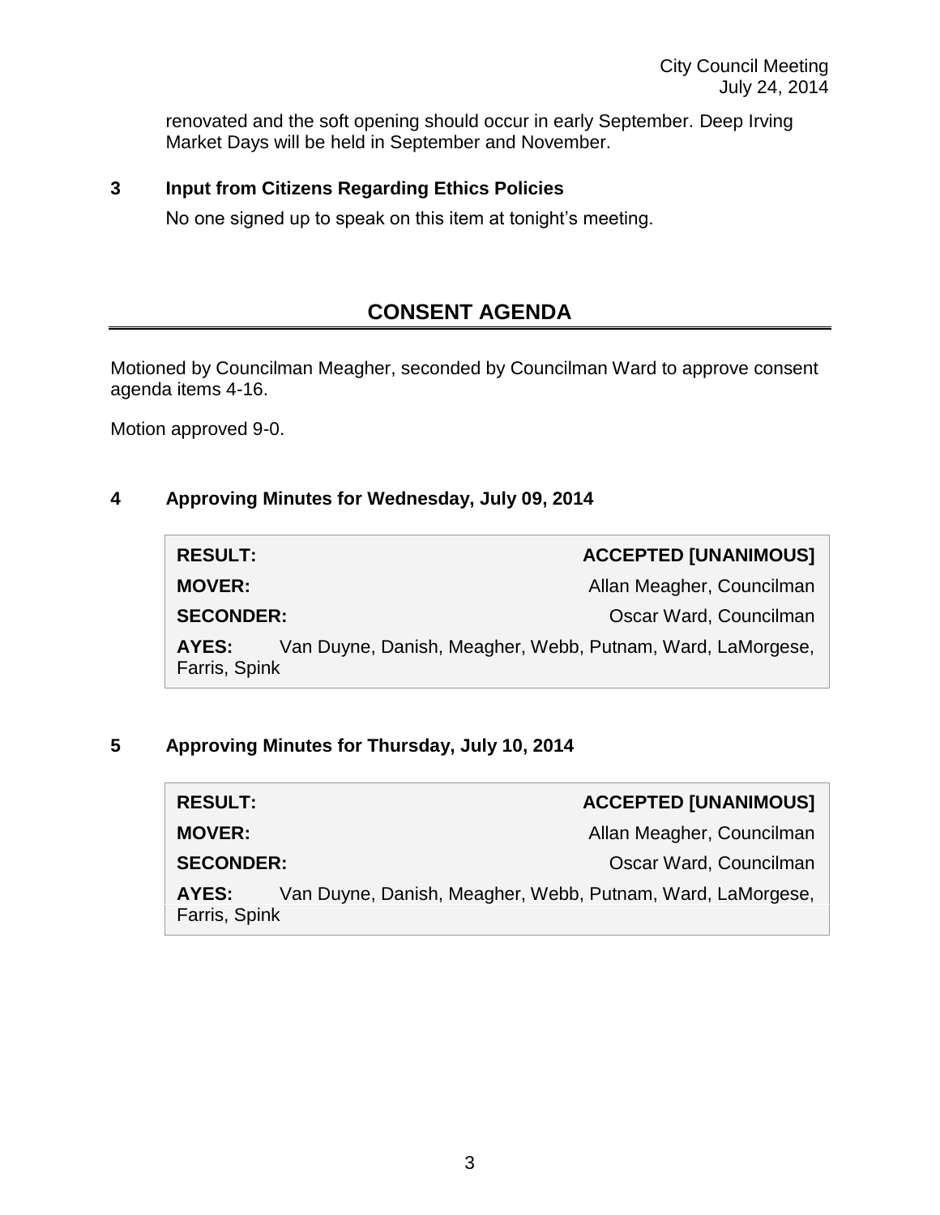renovated and the soft opening should occur in early September. Deep Irving Market Days will be held in September and November.

**3 Input from Citizens Regarding Ethics Policies**

No one signed up to speak on this item at tonight's meeting.

## CONSENT AGENDA

Motioned by Councilman Meagher, seconded by Councilman Ward to approve consent agenda items 4-16.

Motion approved 9-0.

**4 Approving Minutes for Wednesday, July 09, 2014**

| | |
|---|---|
| **RESULT:** | **ACCEPTED [UNANIMOUS]** |
| **MOVER:** | Allan Meagher, Councilman |
| **SECONDER:** | Oscar Ward, Councilman |
| **AYES:** | Van Duyne, Danish, Meagher, Webb, Putnam, Ward, LaMorgese, Farris, Spink |

**5 Approving Minutes for Thursday, July 10, 2014**

| | |
|---|---|
| **RESULT:** | **ACCEPTED [UNANIMOUS]** |
| **MOVER:** | Allan Meagher, Councilman |
| **SECONDER:** | Oscar Ward, Councilman |
| **AYES:** | Van Duyne, Danish, Meagher, Webb, Putnam, Ward, LaMorgese, Farris, Spink |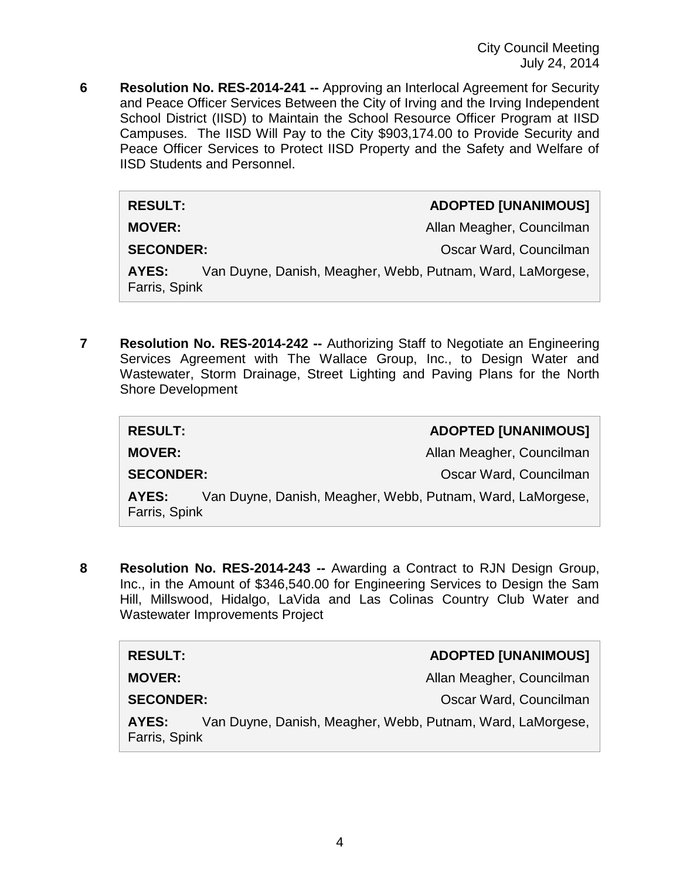**6 Resolution No. RES-2014-241 --** Approving an Interlocal Agreement for Security and Peace Officer Services Between the City of Irving and the Irving Independent School District (IISD) to Maintain the School Resource Officer Program at IISD Campuses. The IISD Will Pay to the City $903,174.00 to Provide Security and Peace Officer Services to Protect IISD Property and the Safety and Welfare of IISD Students and Personnel.

| | |
|---|---|
| **RESULT:** | **ADOPTED [UNANIMOUS]** |
| **MOVER:** | Allan Meagher, Councilman |
| **SECONDER:** | Oscar Ward, Councilman |
| **AYES:** | Van Duyne, Danish, Meagher, Webb, Putnam, Ward, LaMorgese, Farris, Spink |

**7 Resolution No. RES-2014-242 --** Authorizing Staff to Negotiate an Engineering Services Agreement with The Wallace Group, Inc., to Design Water and Wastewater, Storm Drainage, Street Lighting and Paving Plans for the North Shore Development

| | |
|---|---|
| **RESULT:** | **ADOPTED [UNANIMOUS]** |
| **MOVER:** | Allan Meagher, Councilman |
| **SECONDER:** | Oscar Ward, Councilman |
| **AYES:** | Van Duyne, Danish, Meagher, Webb, Putnam, Ward, LaMorgese, Farris, Spink |

**8 Resolution No. RES-2014-243 --** Awarding a Contract to RJN Design Group, Inc., in the Amount of $346,540.00 for Engineering Services to Design the Sam Hill, Millswood, Hidalgo, LaVida and Las Colinas Country Club Water and Wastewater Improvements Project

| | |
|---|---|
| **RESULT:** | **ADOPTED [UNANIMOUS]** |
| **MOVER:** | Allan Meagher, Councilman |
| **SECONDER:** | Oscar Ward, Councilman |
| **AYES:** | Van Duyne, Danish, Meagher, Webb, Putnam, Ward, LaMorgese, Farris, Spink |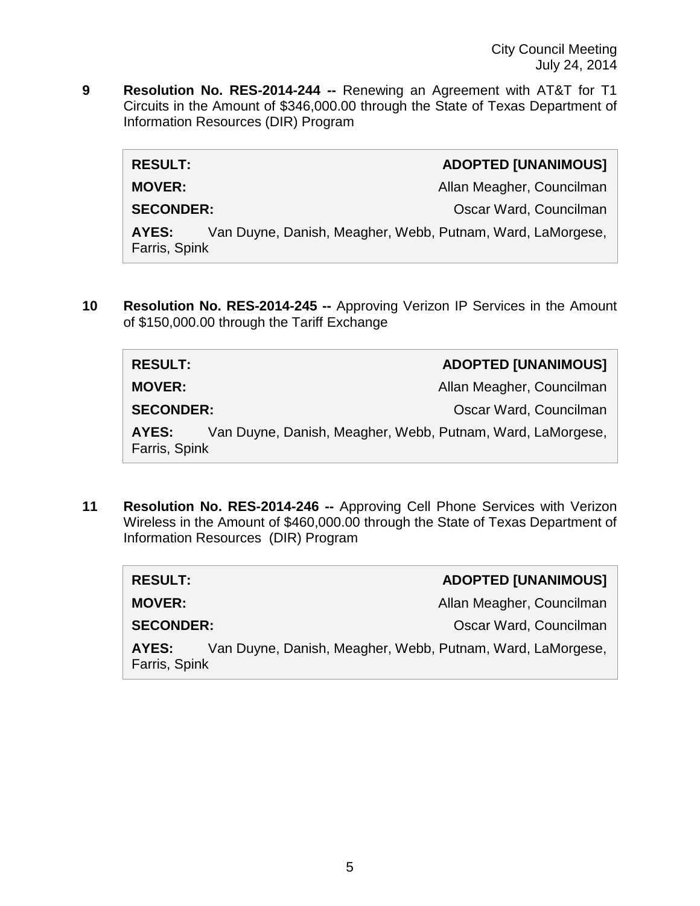**9 Resolution No. RES-2014-244 --** Renewing an Agreement with AT&T for T1 Circuits in the Amount of $346,000.00 through the State of Texas Department of Information Resources (DIR) Program

| | |
|---|---|
| **RESULT:** | **ADOPTED [UNANIMOUS]** |
| **MOVER:** | Allan Meagher, Councilman |
| **SECONDER:** | Oscar Ward, Councilman |
| **AYES:** | Van Duyne, Danish, Meagher, Webb, Putnam, Ward, LaMorgese, Farris, Spink |

**10 Resolution No. RES-2014-245 --** Approving Verizon IP Services in the Amount of $150,000.00 through the Tariff Exchange

| | |
|---|---|
| **RESULT:** | **ADOPTED [UNANIMOUS]** |
| **MOVER:** | Allan Meagher, Councilman |
| **SECONDER:** | Oscar Ward, Councilman |
| **AYES:** | Van Duyne, Danish, Meagher, Webb, Putnam, Ward, LaMorgese, Farris, Spink |

**11 Resolution No. RES-2014-246 --** Approving Cell Phone Services with Verizon Wireless in the Amount of $460,000.00 through the State of Texas Department of Information Resources (DIR) Program

| | |
|---|---|
| **RESULT:** | **ADOPTED [UNANIMOUS]** |
| **MOVER:** | Allan Meagher, Councilman |
| **SECONDER:** | Oscar Ward, Councilman |
| **AYES:** | Van Duyne, Danish, Meagher, Webb, Putnam, Ward, LaMorgese, Farris, Spink |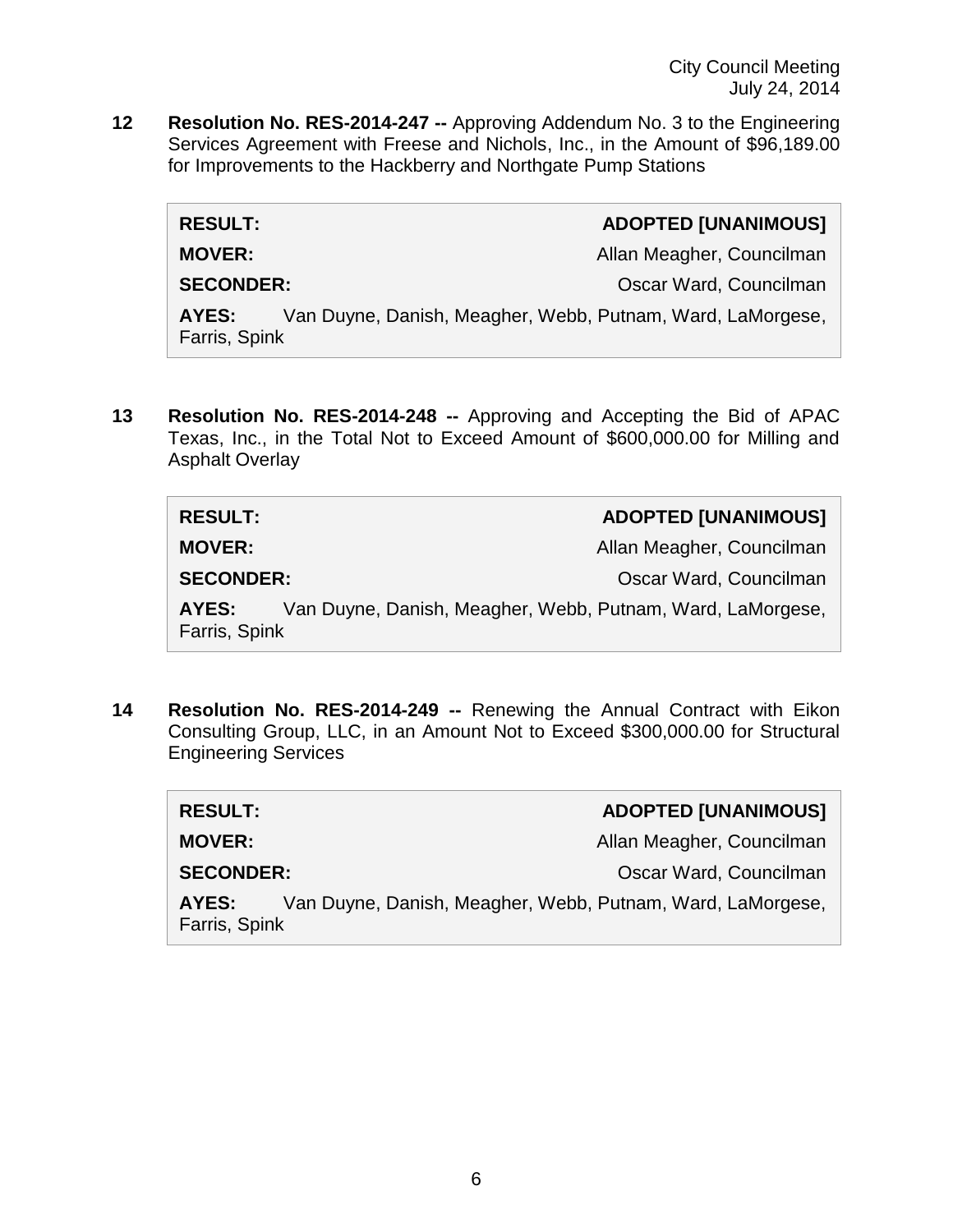**12 Resolution No. RES-2014-247 --** Approving Addendum No. 3 to the Engineering Services Agreement with Freese and Nichols, Inc., in the Amount of $96,189.00 for Improvements to the Hackberry and Northgate Pump Stations

| | |
|---|---|
| **RESULT:** | **ADOPTED [UNANIMOUS]** |
| **MOVER:** | Allan Meagher, Councilman |
| **SECONDER:** | Oscar Ward, Councilman |
| **AYES:** | Van Duyne, Danish, Meagher, Webb, Putnam, Ward, LaMorgese, Farris, Spink |

**13 Resolution No. RES-2014-248 --** Approving and Accepting the Bid of APAC Texas, Inc., in the Total Not to Exceed Amount of $600,000.00 for Milling and Asphalt Overlay

| | |
|---|---|
| **RESULT:** | **ADOPTED [UNANIMOUS]** |
| **MOVER:** | Allan Meagher, Councilman |
| **SECONDER:** | Oscar Ward, Councilman |
| **AYES:** | Van Duyne, Danish, Meagher, Webb, Putnam, Ward, LaMorgese, Farris, Spink |

**14 Resolution No. RES-2014-249 --** Renewing the Annual Contract with Eikon Consulting Group, LLC, in an Amount Not to Exceed $300,000.00 for Structural Engineering Services

| | |
|---|---|
| **RESULT:** | **ADOPTED [UNANIMOUS]** |
| **MOVER:** | Allan Meagher, Councilman |
| **SECONDER:** | Oscar Ward, Councilman |
| **AYES:** | Van Duyne, Danish, Meagher, Webb, Putnam, Ward, LaMorgese, Farris, Spink |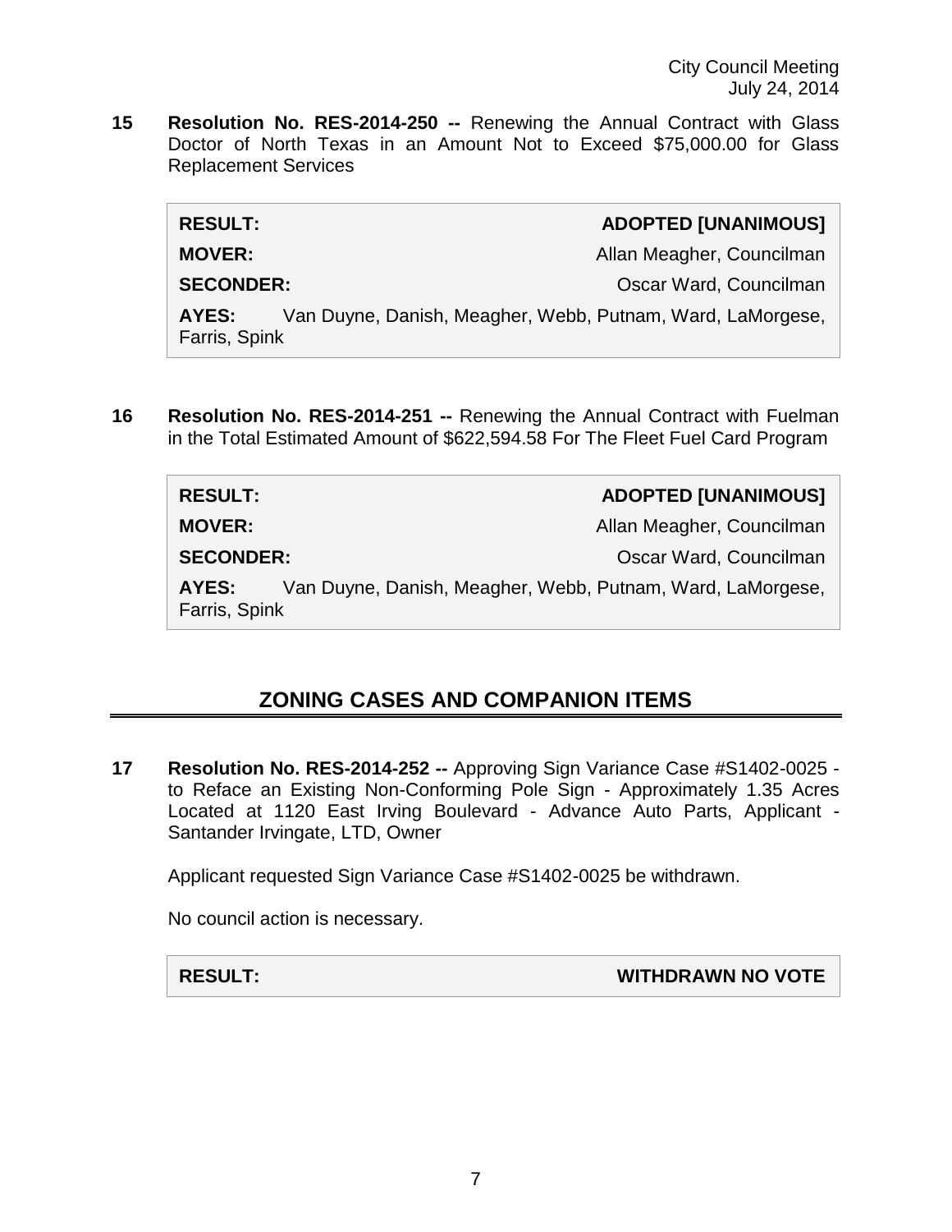**15 Resolution No. RES-2014-250 --** Renewing the Annual Contract with Glass Doctor of North Texas in an Amount Not to Exceed $75,000.00 for Glass Replacement Services

| | |
|---|---|
| **RESULT:** | **ADOPTED [UNANIMOUS]** |
| **MOVER:** | Allan Meagher, Councilman |
| **SECONDER:** | Oscar Ward, Councilman |
| **AYES:** | Van Duyne, Danish, Meagher, Webb, Putnam, Ward, LaMorgese, Farris, Spink |

**16 Resolution No. RES-2014-251 --** Renewing the Annual Contract with Fuelman in the Total Estimated Amount of $622,594.58 For The Fleet Fuel Card Program

| | |
|---|---|
| **RESULT:** | **ADOPTED [UNANIMOUS]** |
| **MOVER:** | Allan Meagher, Councilman |
| **SECONDER:** | Oscar Ward, Councilman |
| **AYES:** | Van Duyne, Danish, Meagher, Webb, Putnam, Ward, LaMorgese, Farris, Spink |

## ZONING CASES AND COMPANION ITEMS

**17 Resolution No. RES-2014-252 --** Approving Sign Variance Case #S1402-0025 - to Reface an Existing Non-Conforming Pole Sign - Approximately 1.35 Acres Located at 1120 East Irving Boulevard - Advance Auto Parts, Applicant - Santander Irvingate, LTD, Owner

Applicant requested Sign Variance Case #S1402-0025 be withdrawn.

No council action is necessary.

| | |
|---|---|
| **RESULT:** | **WITHDRAWN NO VOTE** |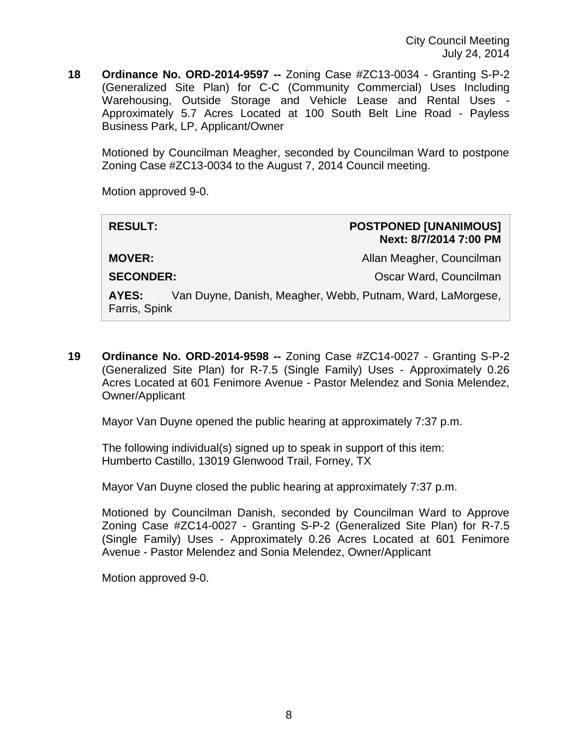**18 Ordinance No. ORD-2014-9597 --** Zoning Case #ZC13-0034 - Granting S-P-2 (Generalized Site Plan) for C-C (Community Commercial) Uses Including Warehousing, Outside Storage and Vehicle Lease and Rental Uses - Approximately 5.7 Acres Located at 100 South Belt Line Road - Payless Business Park, LP, Applicant/Owner

Motioned by Councilman Meagher, seconded by Councilman Ward to postpone Zoning Case #ZC13-0034 to the August 7, 2014 Council meeting.

Motion approved 9-0.

| | |
|---|---|
| **RESULT:** | **POSTPONED [UNANIMOUS] Next: 8/7/2014 7:00 PM** |
| **MOVER:** | Allan Meagher, Councilman |
| **SECONDER:** | Oscar Ward, Councilman |
| **AYES:** | Van Duyne, Danish, Meagher, Webb, Putnam, Ward, LaMorgese, Farris, Spink |

**19 Ordinance No. ORD-2014-9598 --** Zoning Case #ZC14-0027 - Granting S-P-2 (Generalized Site Plan) for R-7.5 (Single Family) Uses - Approximately 0.26 Acres Located at 601 Fenimore Avenue - Pastor Melendez and Sonia Melendez, Owner/Applicant

Mayor Van Duyne opened the public hearing at approximately 7:37 p.m.

The following individual(s) signed up to speak in support of this item:
Humberto Castillo, 13019 Glenwood Trail, Forney, TX

Mayor Van Duyne closed the public hearing at approximately 7:37 p.m.

Motioned by Councilman Danish, seconded by Councilman Ward to Approve Zoning Case #ZC14-0027 - Granting S-P-2 (Generalized Site Plan) for R-7.5 (Single Family) Uses - Approximately 0.26 Acres Located at 601 Fenimore Avenue - Pastor Melendez and Sonia Melendez, Owner/Applicant

Motion approved 9-0.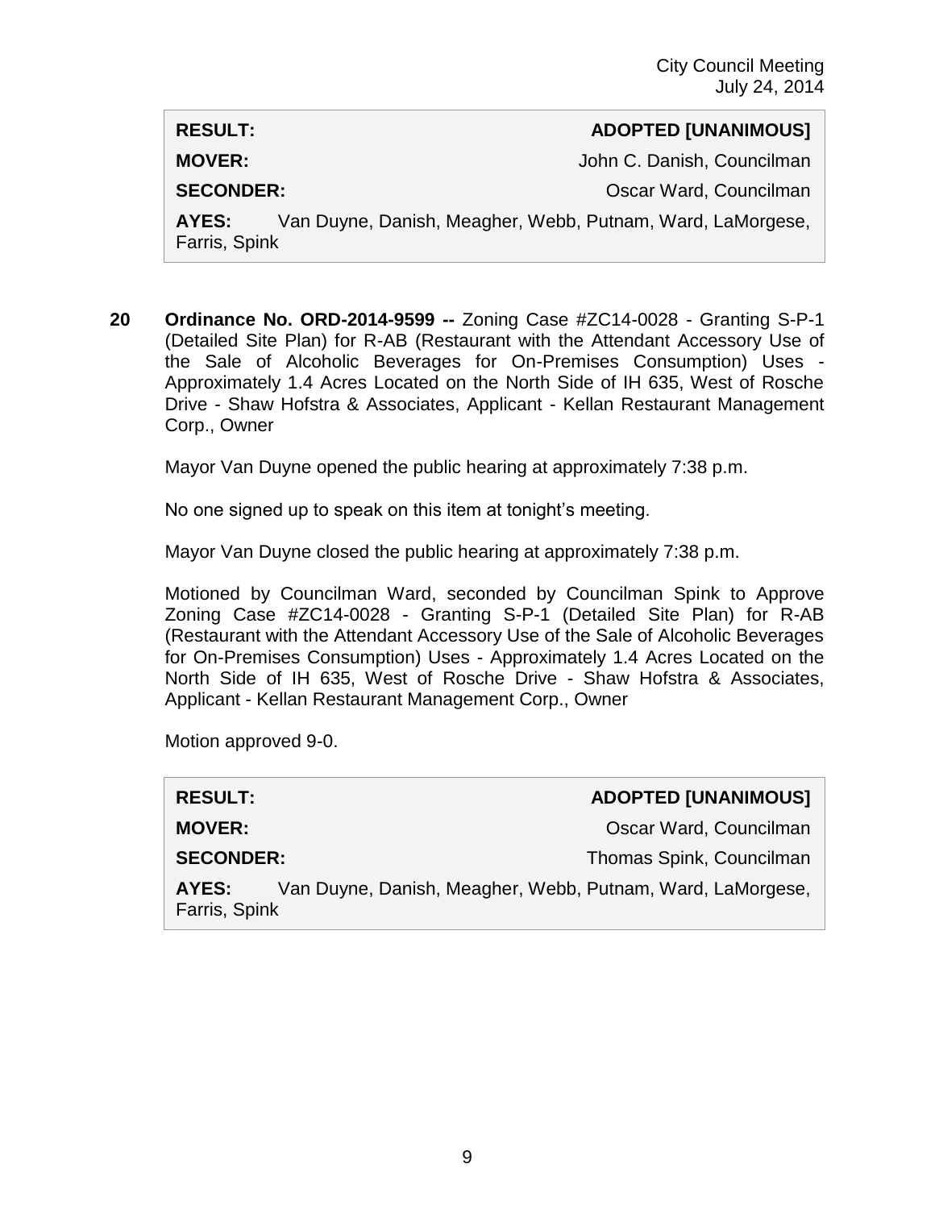| | |
|---|---|
| **RESULT:** | **ADOPTED [UNANIMOUS]** |
| **MOVER:** | John C. Danish, Councilman |
| **SECONDER:** | Oscar Ward, Councilman |
| **AYES:** | Van Duyne, Danish, Meagher, Webb, Putnam, Ward, LaMorgese, Farris, Spink |

**20 Ordinance No. ORD-2014-9599 --** Zoning Case #ZC14-0028 - Granting S-P-1 (Detailed Site Plan) for R-AB (Restaurant with the Attendant Accessory Use of the Sale of Alcoholic Beverages for On-Premises Consumption) Uses - Approximately 1.4 Acres Located on the North Side of IH 635, West of Rosche Drive - Shaw Hofstra & Associates, Applicant - Kellan Restaurant Management Corp., Owner

Mayor Van Duyne opened the public hearing at approximately 7:38 p.m.

No one signed up to speak on this item at tonight's meeting.

Mayor Van Duyne closed the public hearing at approximately 7:38 p.m.

Motioned by Councilman Ward, seconded by Councilman Spink to Approve Zoning Case #ZC14-0028 - Granting S-P-1 (Detailed Site Plan) for R-AB (Restaurant with the Attendant Accessory Use of the Sale of Alcoholic Beverages for On-Premises Consumption) Uses - Approximately 1.4 Acres Located on the North Side of IH 635, West of Rosche Drive - Shaw Hofstra & Associates, Applicant - Kellan Restaurant Management Corp., Owner

Motion approved 9-0.

| | |
|---|---|
| **RESULT:** | **ADOPTED [UNANIMOUS]** |
| **MOVER:** | Oscar Ward, Councilman |
| **SECONDER:** | Thomas Spink, Councilman |
| **AYES:** | Van Duyne, Danish, Meagher, Webb, Putnam, Ward, LaMorgese, Farris, Spink |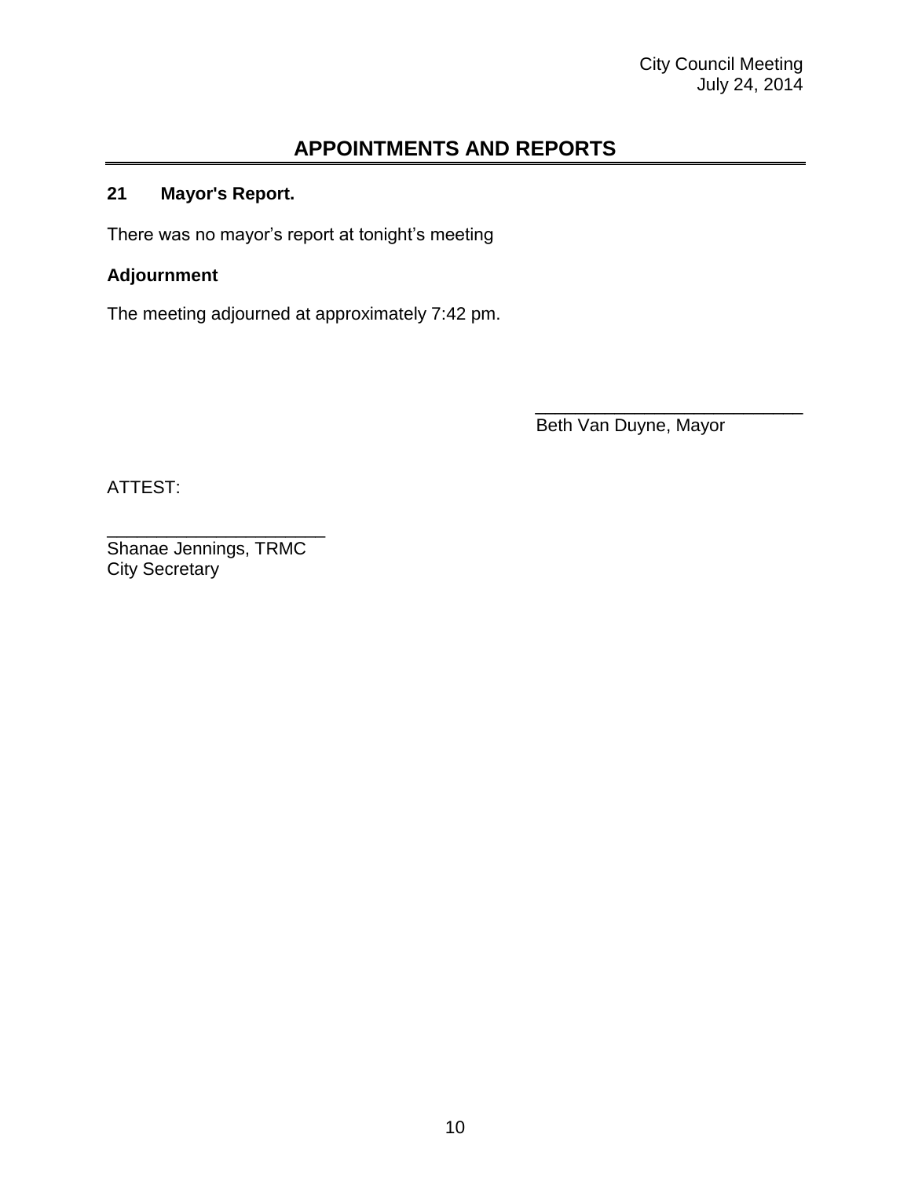## APPOINTMENTS AND REPORTS

### 21 Mayor's Report.

There was no mayor's report at tonight's meeting

**Adjournment**

The meeting adjourned at approximately 7:42 pm.

\_\_\_\_\_\_\_\_\_\_\_\_\_\_\_\_\_\_\_\_\_\_\_\_\_\_\_\_
Beth Van Duyne, Mayor

ATTEST:

\_\_\_\_\_\_\_\_\_\_\_\_\_\_\_\_\_\_\_\_\_\_
Shanae Jennings, TRMC
City Secretary